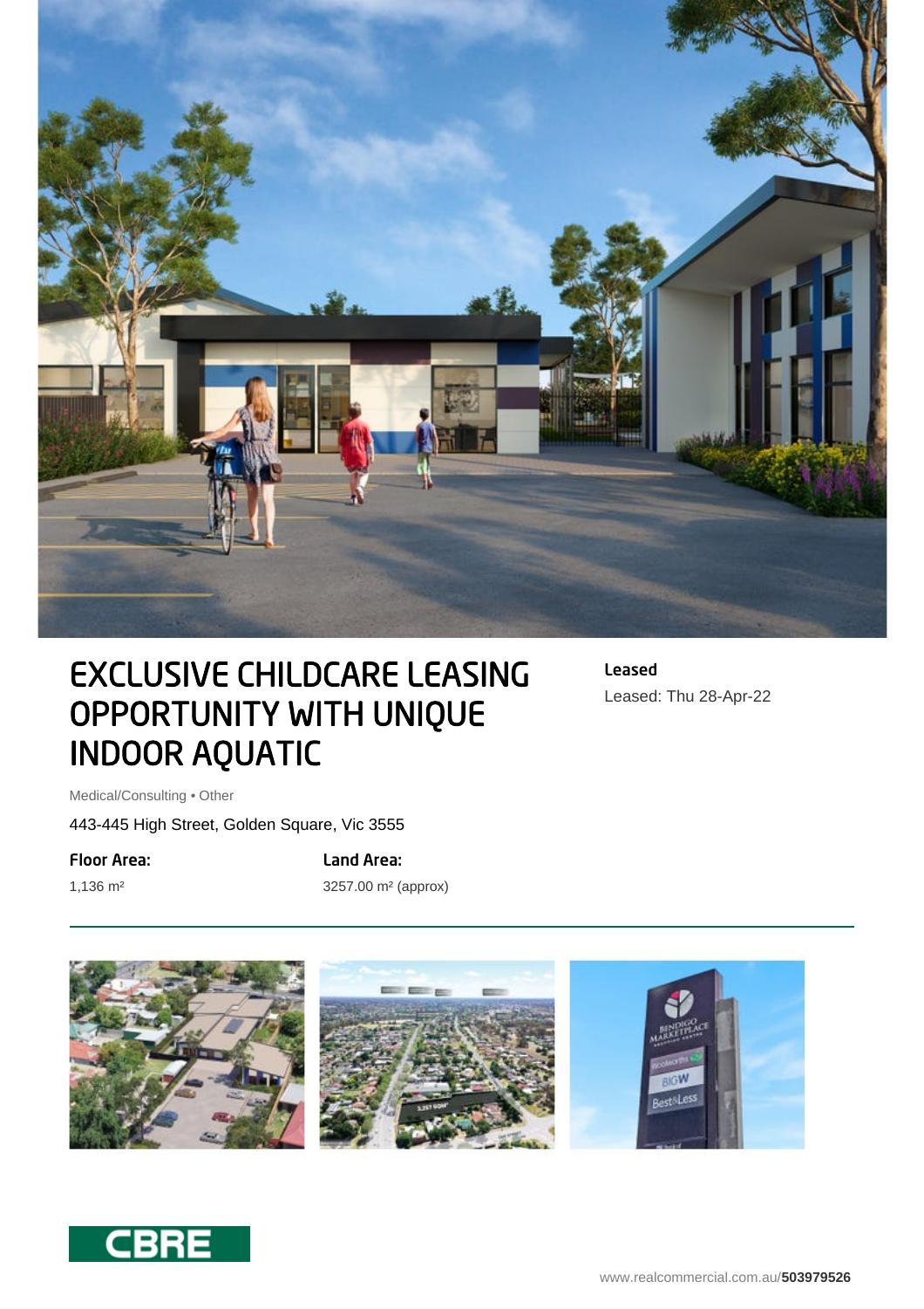# EXCLUSIVE CHILDCARE LEASING OPPORTUNITY WITH UNIQUE INDOOR AQUATIC

**Leased**

Leased: Thu 28-Apr-22

Medical/Consulting • Other

443-445 High Street, Golden Square, Vic 3555

**Floor Area:**

1,136 m²

**Land Area:**

3257.00 m² (approx)

www.realcommercial.com.au/**503979526**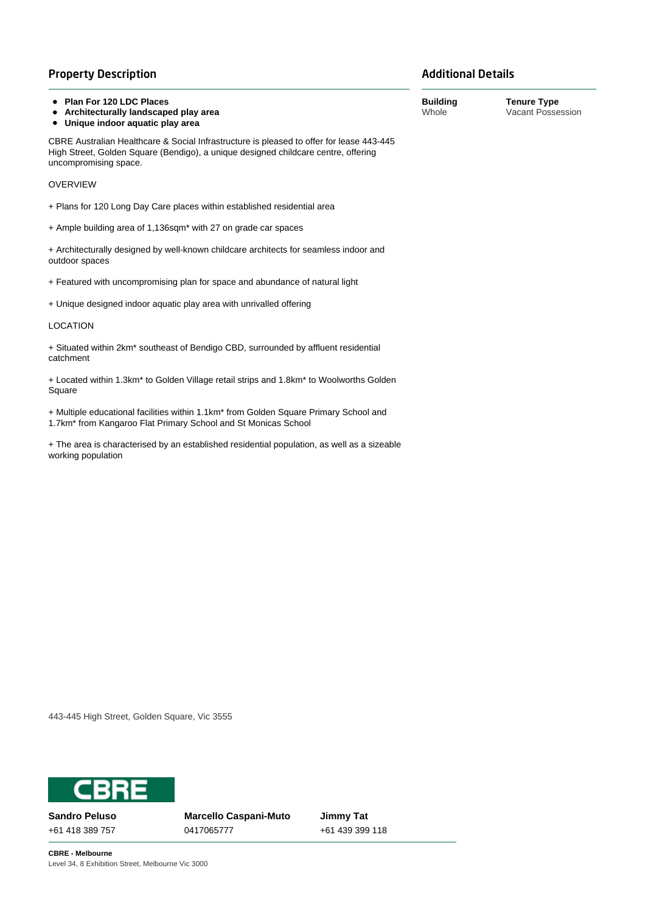## Property Description

- **Plan For 120 LDC Places**
- **Architecturally landscaped play area**
- **Unique indoor aquatic play area**

CBRE Australian Healthcare & Social Infrastructure is pleased to offer for lease 443-445 High Street, Golden Square (Bendigo), a unique designed childcare centre, offering uncompromising space.

OVERVIEW

+ Plans for 120 Long Day Care places within established residential area

+ Ample building area of 1,136sqm* with 27 on grade car spaces

+ Architecturally designed by well-known childcare architects for seamless indoor and outdoor spaces

+ Featured with uncompromising plan for space and abundance of natural light

+ Unique designed indoor aquatic play area with unrivalled offering

LOCATION

+ Situated within 2km* southeast of Bendigo CBD, surrounded by affluent residential catchment

+ Located within 1.3km* to Golden Village retail strips and 1.8km* to Woolworths Golden Square

+ Multiple educational facilities within 1.1km* from Golden Square Primary School and 1.7km* from Kangaroo Flat Primary School and St Monicas School

+ The area is characterised by an established residential population, as well as a sizeable working population

## Additional Details

| Building | Tenure Type |
|---|---|
| Whole | Vacant Possession |

443-445 High Street, Golden Square, Vic 3555

CBRE

| Sandro Peluso | Marcello Caspani-Muto | Jimmy Tat |
|---|---|---|
| +61 418 389 757 | 0417065777 | +61 439 399 118 |

**CBRE - Melbourne**
Level 34, 8 Exhibition Street, Melbourne Vic 3000